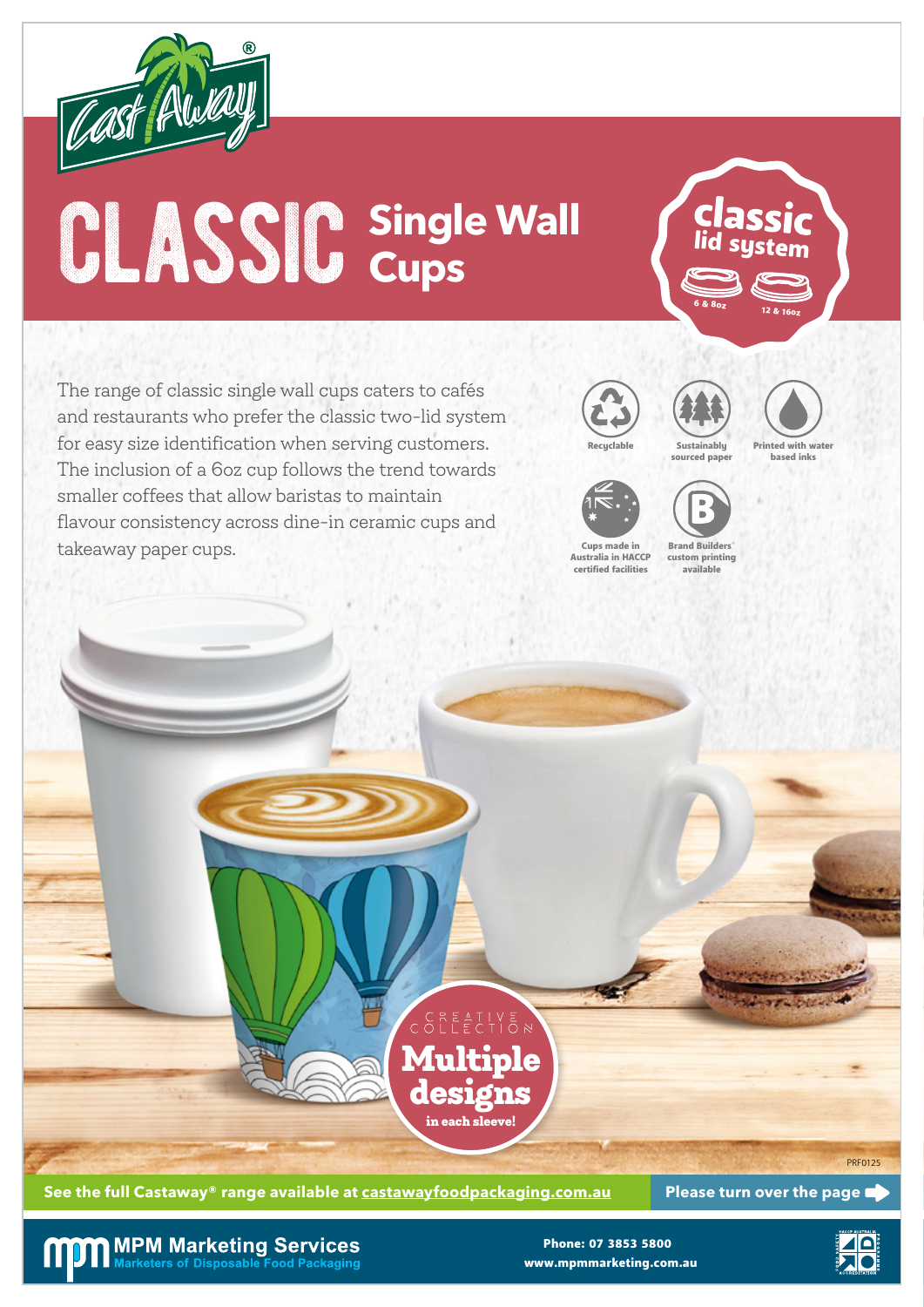# CLASSIC Single Wall Cups

**classic lid system**

6 & 8oz — 12 & 16oz

The range of classic single wall cups caters to cafés and restaurants who prefer the classic two-lid system for easy size identification when serving customers. The inclusion of a 6oz cup follows the trend towards smaller coffees that allow baristas to maintain flavour consistency across dine-in ceramic cups and takeaway paper cups.

- Recyclable
- Sustainably sourced paper
- Printed with water based inks
- Cups made in Australia in HACCP certified facilities
- Brand Builders® custom printing available

CREATIVE COLLECTION

**Multiple designs in each sleeve!**

PRF0125

**See the full Castaway® range available at castawayfoodpackaging.com.au**

**Please turn over the page**

**MPM Marketing Services**
Marketers of Disposable Food Packaging

Phone: 07 3853 5800
www.mpmmarketing.com.au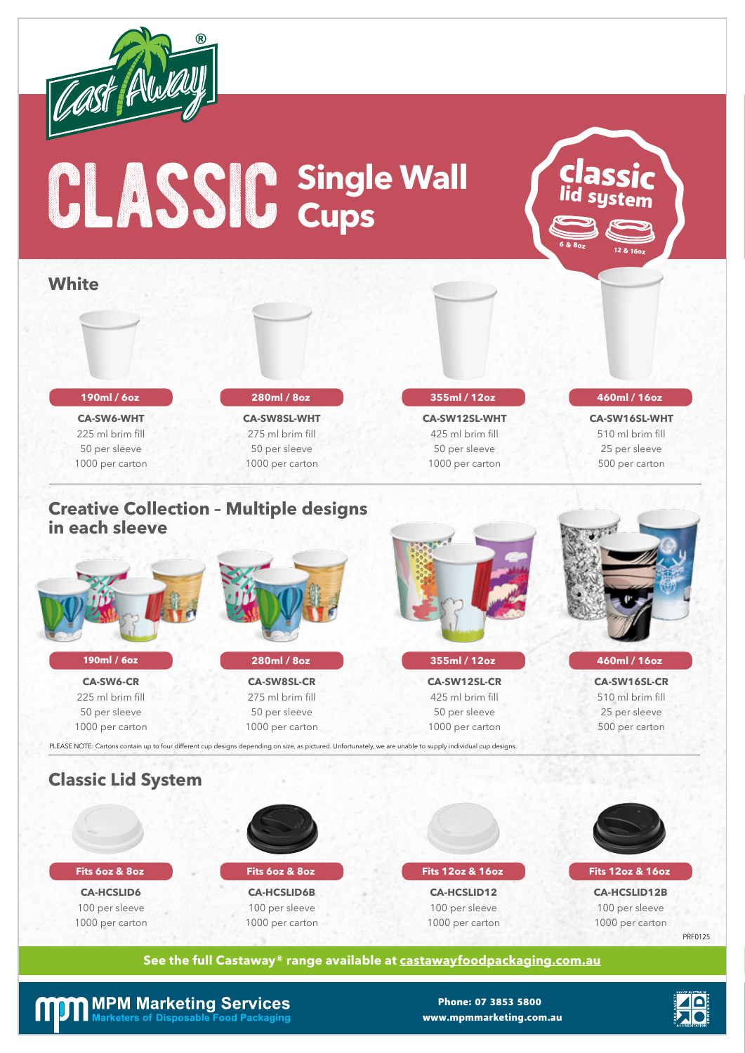Cast Away®

# CLASSIC Single Wall Cups

classic lid system
6 & 8oz
12 & 16oz

## White

| 190ml / 6oz | 280ml / 8oz | 355ml / 12oz | 460ml / 16oz |
|---|---|---|---|
| **CA-SW6-WHT** | **CA-SW8SL-WHT** | **CA-SW12SL-WHT** | **CA-SW16SL-WHT** |
| 225 ml brim fill | 275 ml brim fill | 425 ml brim fill | 510 ml brim fill |
| 50 per sleeve | 50 per sleeve | 50 per sleeve | 25 per sleeve |
| 1000 per carton | 1000 per carton | 1000 per carton | 500 per carton |

## Creative Collection – Multiple designs in each sleeve

| 190ml / 6oz | 280ml / 8oz | 355ml / 12oz | 460ml / 16oz |
|---|---|---|---|
| **CA-SW6-CR** | **CA-SW8SL-CR** | **CA-SW12SL-CR** | **CA-SW16SL-CR** |
| 225 ml brim fill | 275 ml brim fill | 425 ml brim fill | 510 ml brim fill |
| 50 per sleeve | 50 per sleeve | 50 per sleeve | 25 per sleeve |
| 1000 per carton | 1000 per carton | 1000 per carton | 500 per carton |

PLEASE NOTE: Cartons contain up to four different cup designs depending on size, as pictured. Unfortunately, we are unable to supply individual cup designs.

## Classic Lid System

| Fits 6oz & 8oz | Fits 6oz & 8oz | Fits 12oz & 16oz | Fits 12oz & 16oz |
|---|---|---|---|
| **CA-HCSLID6** | **CA-HCSLID6B** | **CA-HCSLID12** | **CA-HCSLID12B** |
| 100 per sleeve | 100 per sleeve | 100 per sleeve | 100 per sleeve |
| 1000 per carton | 1000 per carton | 1000 per carton | 1000 per carton |

PRF0125

**See the full Castaway® range available at castawayfoodpackaging.com.au**

**MPM Marketing Services**
Marketers of Disposable Food Packaging

Phone: 07 3853 5800
www.mpmmarketing.com.au